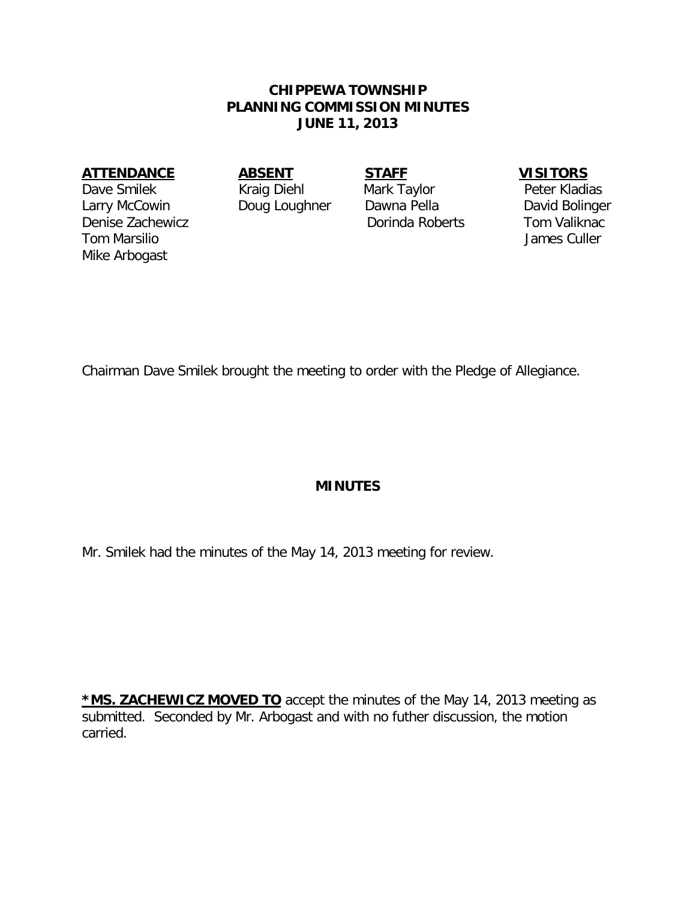# CHIPPEWA TOWNSHIP
## PLANNING COMMISSION MINUTES
## JUNE 11, 2013

| ATTENDANCE | ABSENT | STAFF | VISITORS |
|---|---|---|---|
| Dave Smilek | Kraig Diehl | Mark Taylor | Peter Kladias |
| Larry McCowin | Doug Loughner | Dawna Pella | David Bolinger |
| Denise Zachewicz | | Dorinda Roberts | Tom Valiknac |
| Tom Marsilio | | | James Culler |
| Mike Arbogast | | | |

Chairman Dave Smilek brought the meeting to order with the Pledge of Allegiance.

## MINUTES

Mr. Smilek had the minutes of the May 14, 2013 meeting for review.

**\*MS. ZACHEWICZ MOVED TO** accept the minutes of the May 14, 2013 meeting as submitted. Seconded by Mr. Arbogast and with no futher discussion, the motion carried.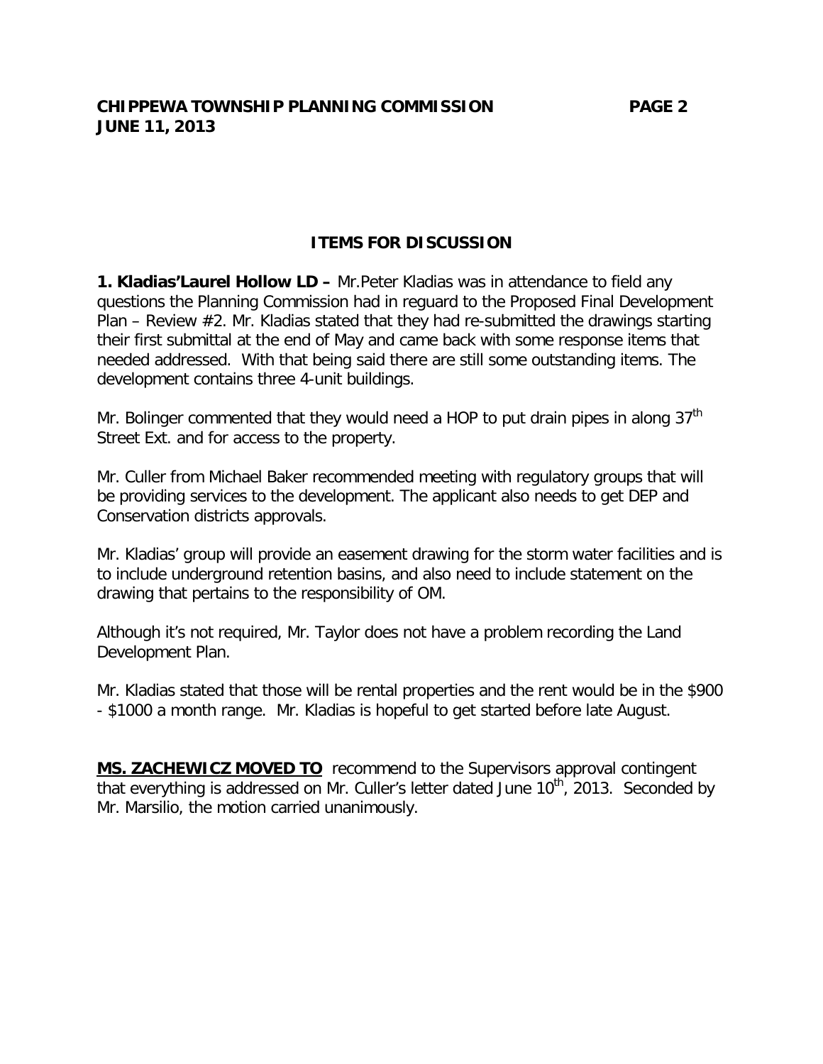## ITEMS FOR DISCUSSION

**1. Kladias'Laurel Hollow LD –** Mr.Peter Kladias was in attendance to field any questions the Planning Commission had in reguard to the Proposed Final Development Plan – Review #2. Mr. Kladias stated that they had re-submitted the drawings starting their first submittal at the end of May and came back with some response items that needed addressed. With that being said there are still some outstanding items. The development contains three 4-unit buildings.

Mr. Bolinger commented that they would need a HOP to put drain pipes in along 37th Street Ext. and for access to the property.

Mr. Culler from Michael Baker recommended meeting with regulatory groups that will be providing services to the development. The applicant also needs to get DEP and Conservation districts approvals.

Mr. Kladias' group will provide an easement drawing for the storm water facilities and is to include underground retention basins, and also need to include statement on the drawing that pertains to the responsibility of OM.

Although it's not required, Mr. Taylor does not have a problem recording the Land Development Plan.

Mr. Kladias stated that those will be rental properties and the rent would be in the $900 - $1000 a month range. Mr. Kladias is hopeful to get started before late August.

**MS. ZACHEWICZ MOVED TO** recommend to the Supervisors approval contingent that everything is addressed on Mr. Culler's letter dated June 10th, 2013. Seconded by Mr. Marsilio, the motion carried unanimously.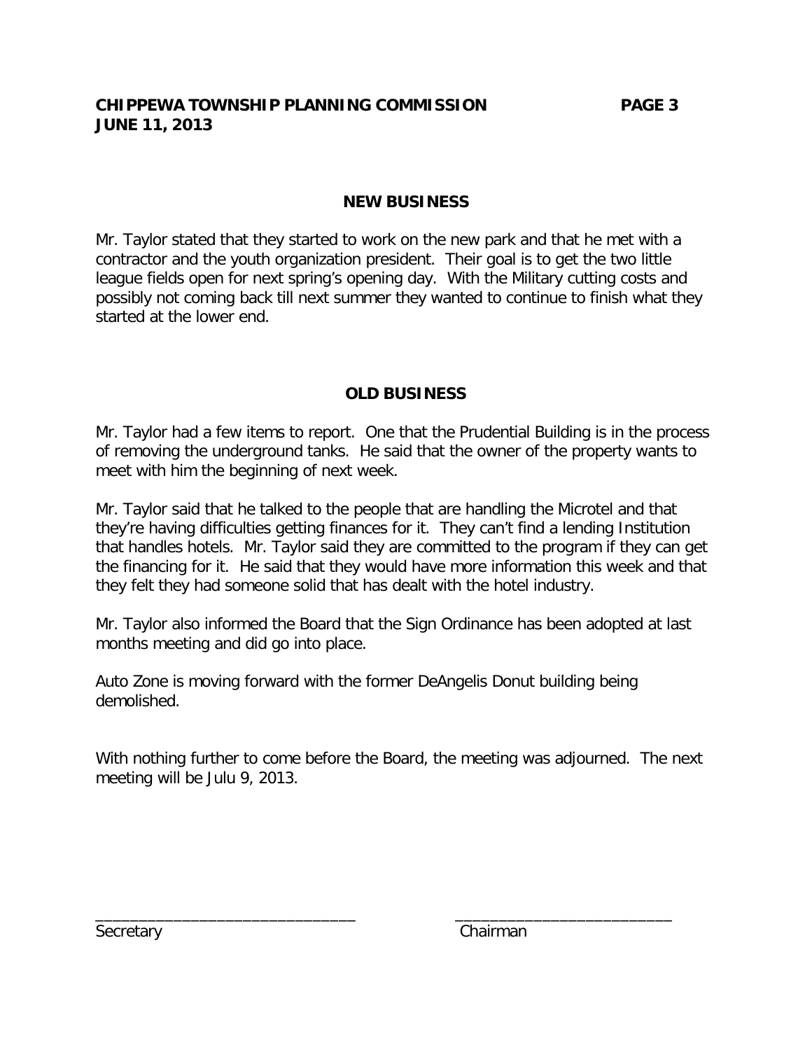## NEW BUSINESS

Mr. Taylor stated that they started to work on the new park and that he met with a contractor and the youth organization president. Their goal is to get the two little league fields open for next spring's opening day. With the Military cutting costs and possibly not coming back till next summer they wanted to continue to finish what they started at the lower end.

## OLD BUSINESS

Mr. Taylor had a few items to report. One that the Prudential Building is in the process of removing the underground tanks. He said that the owner of the property wants to meet with him the beginning of next week.

Mr. Taylor said that he talked to the people that are handling the Microtel and that they're having difficulties getting finances for it. They can't find a lending Institution that handles hotels. Mr. Taylor said they are committed to the program if they can get the financing for it. He said that they would have more information this week and that they felt they had someone solid that has dealt with the hotel industry.

Mr. Taylor also informed the Board that the Sign Ordinance has been adopted at last months meeting and did go into place.

Auto Zone is moving forward with the former DeAngelis Donut building being demolished.

With nothing further to come before the Board, the meeting was adjourned. The next meeting will be Julu 9, 2013.

______________________________ Secretary

_________________________ Chairman